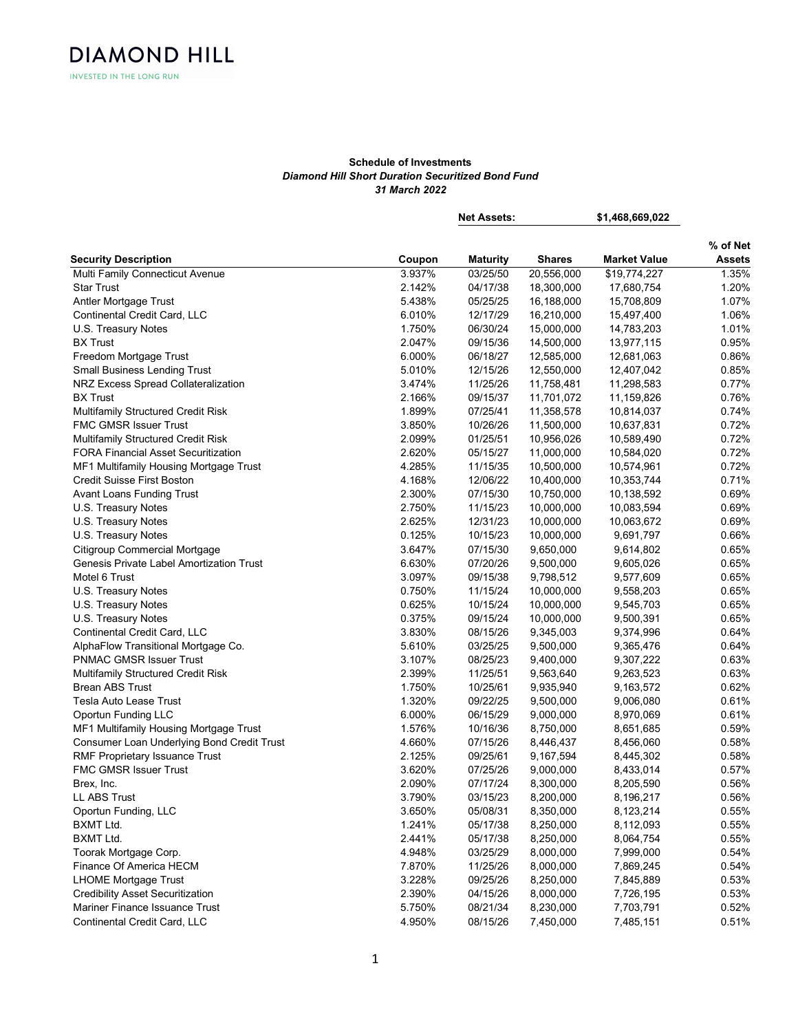DIAMOND HILL

INVESTED IN THE LONG RUN

**Schedule of Investments**

***Diamond Hill Short Duration Securitized Bond Fund***

***31 March 2022***

**Net Assets:** **$1,468,669,022**

| Security Description | Coupon | Maturity | Shares | Market Value | % of Net Assets |
|---|---|---|---|---|---|
| Multi Family Connecticut Avenue | 3.937% | 03/25/50 | 20,556,000 | $19,774,227 | 1.35% |
| Star Trust | 2.142% | 04/17/38 | 18,300,000 | 17,680,754 | 1.20% |
| Antler Mortgage Trust | 5.438% | 05/25/25 | 16,188,000 | 15,708,809 | 1.07% |
| Continental Credit Card, LLC | 6.010% | 12/17/29 | 16,210,000 | 15,497,400 | 1.06% |
| U.S. Treasury Notes | 1.750% | 06/30/24 | 15,000,000 | 14,783,203 | 1.01% |
| BX Trust | 2.047% | 09/15/36 | 14,500,000 | 13,977,115 | 0.95% |
| Freedom Mortgage Trust | 6.000% | 06/18/27 | 12,585,000 | 12,681,063 | 0.86% |
| Small Business Lending Trust | 5.010% | 12/15/26 | 12,550,000 | 12,407,042 | 0.85% |
| NRZ Excess Spread Collateralization | 3.474% | 11/25/26 | 11,758,481 | 11,298,583 | 0.77% |
| BX Trust | 2.166% | 09/15/37 | 11,701,072 | 11,159,826 | 0.76% |
| Multifamily Structured Credit Risk | 1.899% | 07/25/41 | 11,358,578 | 10,814,037 | 0.74% |
| FMC GMSR Issuer Trust | 3.850% | 10/26/26 | 11,500,000 | 10,637,831 | 0.72% |
| Multifamily Structured Credit Risk | 2.099% | 01/25/51 | 10,956,026 | 10,589,490 | 0.72% |
| FORA Financial Asset Securitization | 2.620% | 05/15/27 | 11,000,000 | 10,584,020 | 0.72% |
| MF1 Multifamily Housing Mortgage Trust | 4.285% | 11/15/35 | 10,500,000 | 10,574,961 | 0.72% |
| Credit Suisse First Boston | 4.168% | 12/06/22 | 10,400,000 | 10,353,744 | 0.71% |
| Avant Loans Funding Trust | 2.300% | 07/15/30 | 10,750,000 | 10,138,592 | 0.69% |
| U.S. Treasury Notes | 2.750% | 11/15/23 | 10,000,000 | 10,083,594 | 0.69% |
| U.S. Treasury Notes | 2.625% | 12/31/23 | 10,000,000 | 10,063,672 | 0.69% |
| U.S. Treasury Notes | 0.125% | 10/15/23 | 10,000,000 | 9,691,797 | 0.66% |
| Citigroup Commercial Mortgage | 3.647% | 07/15/30 | 9,650,000 | 9,614,802 | 0.65% |
| Genesis Private Label Amortization Trust | 6.630% | 07/20/26 | 9,500,000 | 9,605,026 | 0.65% |
| Motel 6 Trust | 3.097% | 09/15/38 | 9,798,512 | 9,577,609 | 0.65% |
| U.S. Treasury Notes | 0.750% | 11/15/24 | 10,000,000 | 9,558,203 | 0.65% |
| U.S. Treasury Notes | 0.625% | 10/15/24 | 10,000,000 | 9,545,703 | 0.65% |
| U.S. Treasury Notes | 0.375% | 09/15/24 | 10,000,000 | 9,500,391 | 0.65% |
| Continental Credit Card, LLC | 3.830% | 08/15/26 | 9,345,003 | 9,374,996 | 0.64% |
| AlphaFlow Transitional Mortgage Co. | 5.610% | 03/25/25 | 9,500,000 | 9,365,476 | 0.64% |
| PNMAC GMSR Issuer Trust | 3.107% | 08/25/23 | 9,400,000 | 9,307,222 | 0.63% |
| Multifamily Structured Credit Risk | 2.399% | 11/25/51 | 9,563,640 | 9,263,523 | 0.63% |
| Brean ABS Trust | 1.750% | 10/25/61 | 9,935,940 | 9,163,572 | 0.62% |
| Tesla Auto Lease Trust | 1.320% | 09/22/25 | 9,500,000 | 9,006,080 | 0.61% |
| Oportun Funding LLC | 6.000% | 06/15/29 | 9,000,000 | 8,970,069 | 0.61% |
| MF1 Multifamily Housing Mortgage Trust | 1.576% | 10/16/36 | 8,750,000 | 8,651,685 | 0.59% |
| Consumer Loan Underlying Bond Credit Trust | 4.660% | 07/15/26 | 8,446,437 | 8,456,060 | 0.58% |
| RMF Proprietary Issuance Trust | 2.125% | 09/25/61 | 9,167,594 | 8,445,302 | 0.58% |
| FMC GMSR Issuer Trust | 3.620% | 07/25/26 | 9,000,000 | 8,433,014 | 0.57% |
| Brex, Inc. | 2.090% | 07/17/24 | 8,300,000 | 8,205,590 | 0.56% |
| LL ABS Trust | 3.790% | 03/15/23 | 8,200,000 | 8,196,217 | 0.56% |
| Oportun Funding, LLC | 3.650% | 05/08/31 | 8,350,000 | 8,123,214 | 0.55% |
| BXMT Ltd. | 1.241% | 05/17/38 | 8,250,000 | 8,112,093 | 0.55% |
| BXMT Ltd. | 2.441% | 05/17/38 | 8,250,000 | 8,064,754 | 0.55% |
| Toorak Mortgage Corp. | 4.948% | 03/25/29 | 8,000,000 | 7,999,000 | 0.54% |
| Finance Of America HECM | 7.870% | 11/25/26 | 8,000,000 | 7,869,245 | 0.54% |
| LHOME Mortgage Trust | 3.228% | 09/25/26 | 8,250,000 | 7,845,889 | 0.53% |
| Credibility Asset Securitization | 2.390% | 04/15/26 | 8,000,000 | 7,726,195 | 0.53% |
| Mariner Finance Issuance Trust | 5.750% | 08/21/34 | 8,230,000 | 7,703,791 | 0.52% |
| Continental Credit Card, LLC | 4.950% | 08/15/26 | 7,450,000 | 7,485,151 | 0.51% |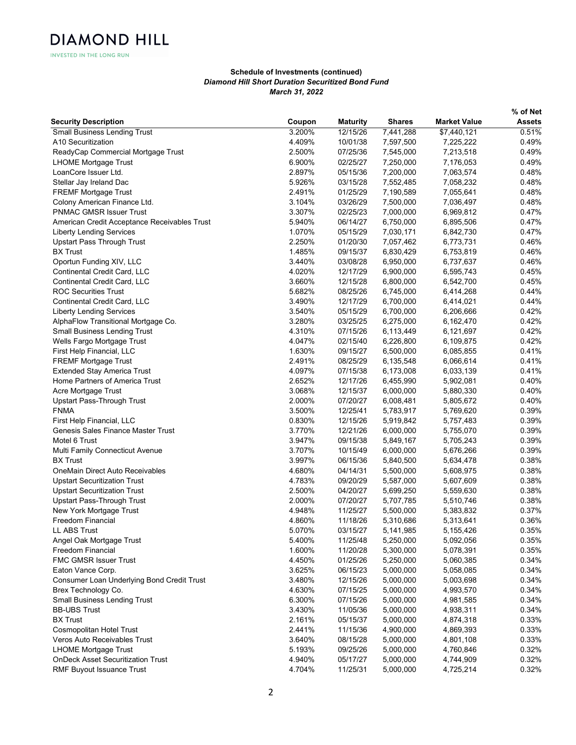**Schedule of Investments (continued)**
***Diamond Hill Short Duration Securitized Bond Fund***
***March 31, 2022***

| Security Description | Coupon | Maturity | Shares | Market Value | % of Net Assets |
|---|---|---|---|---|---|
| Small Business Lending Trust | 3.200% | 12/15/26 | 7,441,288 | $7,440,121 | 0.51% |
| A10 Securitization | 4.409% | 10/01/38 | 7,597,500 | 7,225,222 | 0.49% |
| ReadyCap Commercial Mortgage Trust | 2.500% | 07/25/36 | 7,545,000 | 7,213,518 | 0.49% |
| LHOME Mortgage Trust | 6.900% | 02/25/27 | 7,250,000 | 7,176,053 | 0.49% |
| LoanCore Issuer Ltd. | 2.897% | 05/15/36 | 7,200,000 | 7,063,574 | 0.48% |
| Stellar Jay Ireland Dac | 5.926% | 03/15/28 | 7,552,485 | 7,058,232 | 0.48% |
| FREMF Mortgage Trust | 2.491% | 01/25/29 | 7,190,589 | 7,055,641 | 0.48% |
| Colony American Finance Ltd. | 3.104% | 03/26/29 | 7,500,000 | 7,036,497 | 0.48% |
| PNMAC GMSR Issuer Trust | 3.307% | 02/25/23 | 7,000,000 | 6,969,812 | 0.47% |
| American Credit Acceptance Receivables Trust | 5.940% | 06/14/27 | 6,750,000 | 6,895,506 | 0.47% |
| Liberty Lending Services | 1.070% | 05/15/29 | 7,030,171 | 6,842,730 | 0.47% |
| Upstart Pass Through Trust | 2.250% | 01/20/30 | 7,057,462 | 6,773,731 | 0.46% |
| BX Trust | 1.485% | 09/15/37 | 6,830,429 | 6,753,819 | 0.46% |
| Oportun Funding XIV, LLC | 3.440% | 03/08/28 | 6,950,000 | 6,737,637 | 0.46% |
| Continental Credit Card, LLC | 4.020% | 12/17/29 | 6,900,000 | 6,595,743 | 0.45% |
| Continental Credit Card, LLC | 3.660% | 12/15/28 | 6,800,000 | 6,542,700 | 0.45% |
| ROC Securities Trust | 5.682% | 08/25/26 | 6,745,000 | 6,414,268 | 0.44% |
| Continental Credit Card, LLC | 3.490% | 12/17/29 | 6,700,000 | 6,414,021 | 0.44% |
| Liberty Lending Services | 3.540% | 05/15/29 | 6,700,000 | 6,206,666 | 0.42% |
| AlphaFlow Transitional Mortgage Co. | 3.280% | 03/25/25 | 6,275,000 | 6,162,470 | 0.42% |
| Small Business Lending Trust | 4.310% | 07/15/26 | 6,113,449 | 6,121,697 | 0.42% |
| Wells Fargo Mortgage Trust | 4.047% | 02/15/40 | 6,226,800 | 6,109,875 | 0.42% |
| First Help Financial, LLC | 1.630% | 09/15/27 | 6,500,000 | 6,085,855 | 0.41% |
| FREMF Mortgage Trust | 2.491% | 08/25/29 | 6,135,548 | 6,066,614 | 0.41% |
| Extended Stay America Trust | 4.097% | 07/15/38 | 6,173,008 | 6,033,139 | 0.41% |
| Home Partners of America Trust | 2.652% | 12/17/26 | 6,455,990 | 5,902,081 | 0.40% |
| Acre Mortgage Trust | 3.068% | 12/15/37 | 6,000,000 | 5,880,330 | 0.40% |
| Upstart Pass-Through Trust | 2.000% | 07/20/27 | 6,008,481 | 5,805,672 | 0.40% |
| FNMA | 3.500% | 12/25/41 | 5,783,917 | 5,769,620 | 0.39% |
| First Help Financial, LLC | 0.830% | 12/15/26 | 5,919,842 | 5,757,483 | 0.39% |
| Genesis Sales Finance Master Trust | 3.770% | 12/21/26 | 6,000,000 | 5,755,070 | 0.39% |
| Motel 6 Trust | 3.947% | 09/15/38 | 5,849,167 | 5,705,243 | 0.39% |
| Multi Family Connecticut Avenue | 3.707% | 10/15/49 | 6,000,000 | 5,676,266 | 0.39% |
| BX Trust | 3.997% | 06/15/36 | 5,840,500 | 5,634,478 | 0.38% |
| OneMain Direct Auto Receivables | 4.680% | 04/14/31 | 5,500,000 | 5,608,975 | 0.38% |
| Upstart Securitization Trust | 4.783% | 09/20/29 | 5,587,000 | 5,607,609 | 0.38% |
| Upstart Securitization Trust | 2.500% | 04/20/27 | 5,699,250 | 5,559,630 | 0.38% |
| Upstart Pass-Through Trust | 2.000% | 07/20/27 | 5,707,785 | 5,510,746 | 0.38% |
| New York Mortgage Trust | 4.948% | 11/25/27 | 5,500,000 | 5,383,832 | 0.37% |
| Freedom Financial | 4.860% | 11/18/26 | 5,310,686 | 5,313,641 | 0.36% |
| LL ABS Trust | 5.070% | 03/15/27 | 5,141,985 | 5,155,426 | 0.35% |
| Angel Oak Mortgage Trust | 5.400% | 11/25/48 | 5,250,000 | 5,092,056 | 0.35% |
| Freedom Financial | 1.600% | 11/20/28 | 5,300,000 | 5,078,391 | 0.35% |
| FMC GMSR Issuer Trust | 4.450% | 01/25/26 | 5,250,000 | 5,060,385 | 0.34% |
| Eaton Vance Corp. | 3.625% | 06/15/23 | 5,000,000 | 5,058,085 | 0.34% |
| Consumer Loan Underlying Bond Credit Trust | 3.480% | 12/15/26 | 5,000,000 | 5,003,698 | 0.34% |
| Brex Technology Co. | 4.630% | 07/15/25 | 5,000,000 | 4,993,570 | 0.34% |
| Small Business Lending Trust | 6.300% | 07/15/26 | 5,000,000 | 4,981,585 | 0.34% |
| BB-UBS Trust | 3.430% | 11/05/36 | 5,000,000 | 4,938,311 | 0.34% |
| BX Trust | 2.161% | 05/15/37 | 5,000,000 | 4,874,318 | 0.33% |
| Cosmopolitan Hotel Trust | 2.441% | 11/15/36 | 4,900,000 | 4,869,393 | 0.33% |
| Veros Auto Receivables Trust | 3.640% | 08/15/28 | 5,000,000 | 4,801,108 | 0.33% |
| LHOME Mortgage Trust | 5.193% | 09/25/26 | 5,000,000 | 4,760,846 | 0.32% |
| OnDeck Asset Securitization Trust | 4.940% | 05/17/27 | 5,000,000 | 4,744,909 | 0.32% |
| RMF Buyout Issuance Trust | 4.704% | 11/25/31 | 5,000,000 | 4,725,214 | 0.32% |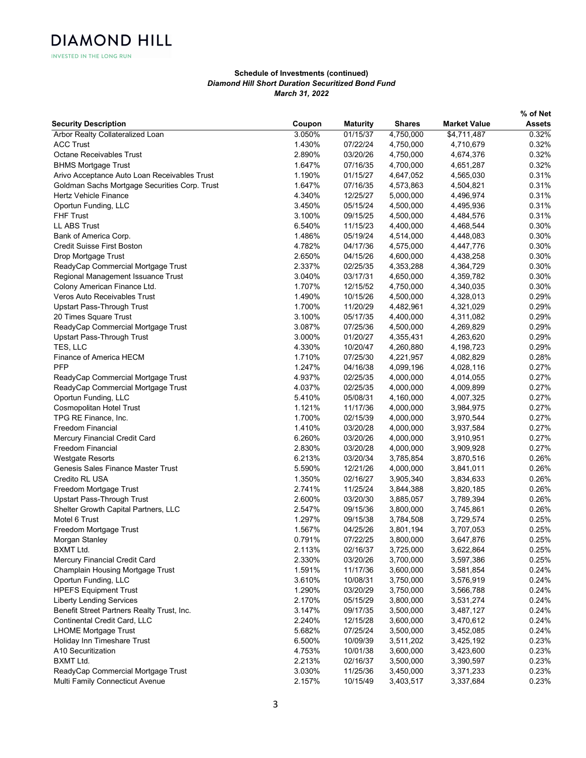**Schedule of Investments (continued)**
***Diamond Hill Short Duration Securitized Bond Fund***
***March 31, 2022***

| Security Description | Coupon | Maturity | Shares | Market Value | % of Net Assets |
|---|---|---|---|---|---|
| Arbor Realty Collateralized Loan | 3.050% | 01/15/37 | 4,750,000 | $4,711,487 | 0.32% |
| ACC Trust | 1.430% | 07/22/24 | 4,750,000 | 4,710,679 | 0.32% |
| Octane Receivables Trust | 2.890% | 03/20/26 | 4,750,000 | 4,674,376 | 0.32% |
| BHMS Mortgage Trust | 1.647% | 07/16/35 | 4,700,000 | 4,651,287 | 0.32% |
| Arivo Acceptance Auto Loan Receivables Trust | 1.190% | 01/15/27 | 4,647,052 | 4,565,030 | 0.31% |
| Goldman Sachs Mortgage Securities Corp. Trust | 1.647% | 07/16/35 | 4,573,863 | 4,504,821 | 0.31% |
| Hertz Vehicle Finance | 4.340% | 12/25/27 | 5,000,000 | 4,496,974 | 0.31% |
| Oportun Funding, LLC | 3.450% | 05/15/24 | 4,500,000 | 4,495,936 | 0.31% |
| FHF Trust | 3.100% | 09/15/25 | 4,500,000 | 4,484,576 | 0.31% |
| LL ABS Trust | 6.540% | 11/15/23 | 4,400,000 | 4,468,544 | 0.30% |
| Bank of America Corp. | 1.486% | 05/19/24 | 4,514,000 | 4,448,083 | 0.30% |
| Credit Suisse First Boston | 4.782% | 04/17/36 | 4,575,000 | 4,447,776 | 0.30% |
| Drop Mortgage Trust | 2.650% | 04/15/26 | 4,600,000 | 4,438,258 | 0.30% |
| ReadyCap Commercial Mortgage Trust | 2.337% | 02/25/35 | 4,353,288 | 4,364,729 | 0.30% |
| Regional Management Issuance Trust | 3.040% | 03/17/31 | 4,650,000 | 4,359,782 | 0.30% |
| Colony American Finance Ltd. | 1.707% | 12/15/52 | 4,750,000 | 4,340,035 | 0.30% |
| Veros Auto Receivables Trust | 1.490% | 10/15/26 | 4,500,000 | 4,328,013 | 0.29% |
| Upstart Pass-Through Trust | 1.700% | 11/20/29 | 4,482,961 | 4,321,029 | 0.29% |
| 20 Times Square Trust | 3.100% | 05/17/35 | 4,400,000 | 4,311,082 | 0.29% |
| ReadyCap Commercial Mortgage Trust | 3.087% | 07/25/36 | 4,500,000 | 4,269,829 | 0.29% |
| Upstart Pass-Through Trust | 3.000% | 01/20/27 | 4,355,431 | 4,263,620 | 0.29% |
| TES, LLC | 4.330% | 10/20/47 | 4,260,880 | 4,198,723 | 0.29% |
| Finance of America HECM | 1.710% | 07/25/30 | 4,221,957 | 4,082,829 | 0.28% |
| PFP | 1.247% | 04/16/38 | 4,099,196 | 4,028,116 | 0.27% |
| ReadyCap Commercial Mortgage Trust | 4.937% | 02/25/35 | 4,000,000 | 4,014,055 | 0.27% |
| ReadyCap Commercial Mortgage Trust | 4.037% | 02/25/35 | 4,000,000 | 4,009,899 | 0.27% |
| Oportun Funding, LLC | 5.410% | 05/08/31 | 4,160,000 | 4,007,325 | 0.27% |
| Cosmopolitan Hotel Trust | 1.121% | 11/17/36 | 4,000,000 | 3,984,975 | 0.27% |
| TPG RE Finance, Inc. | 1.700% | 02/15/39 | 4,000,000 | 3,970,544 | 0.27% |
| Freedom Financial | 1.410% | 03/20/28 | 4,000,000 | 3,937,584 | 0.27% |
| Mercury Financial Credit Card | 6.260% | 03/20/26 | 4,000,000 | 3,910,951 | 0.27% |
| Freedom Financial | 2.830% | 03/20/28 | 4,000,000 | 3,909,928 | 0.27% |
| Westgate Resorts | 6.213% | 03/20/34 | 3,785,854 | 3,870,516 | 0.26% |
| Genesis Sales Finance Master Trust | 5.590% | 12/21/26 | 4,000,000 | 3,841,011 | 0.26% |
| Credito RL USA | 1.350% | 02/16/27 | 3,905,340 | 3,834,633 | 0.26% |
| Freedom Mortgage Trust | 2.741% | 11/25/24 | 3,844,388 | 3,820,185 | 0.26% |
| Upstart Pass-Through Trust | 2.600% | 03/20/30 | 3,885,057 | 3,789,394 | 0.26% |
| Shelter Growth Capital Partners, LLC | 2.547% | 09/15/36 | 3,800,000 | 3,745,861 | 0.26% |
| Motel 6 Trust | 1.297% | 09/15/38 | 3,784,508 | 3,729,574 | 0.25% |
| Freedom Mortgage Trust | 1.567% | 04/25/26 | 3,801,194 | 3,707,053 | 0.25% |
| Morgan Stanley | 0.791% | 07/22/25 | 3,800,000 | 3,647,876 | 0.25% |
| BXMT Ltd. | 2.113% | 02/16/37 | 3,725,000 | 3,622,864 | 0.25% |
| Mercury Financial Credit Card | 2.330% | 03/20/26 | 3,700,000 | 3,597,386 | 0.25% |
| Champlain Housing Mortgage Trust | 1.591% | 11/17/36 | 3,600,000 | 3,581,854 | 0.24% |
| Oportun Funding, LLC | 3.610% | 10/08/31 | 3,750,000 | 3,576,919 | 0.24% |
| HPEFS Equipment Trust | 1.290% | 03/20/29 | 3,750,000 | 3,566,788 | 0.24% |
| Liberty Lending Services | 2.170% | 05/15/29 | 3,800,000 | 3,531,274 | 0.24% |
| Benefit Street Partners Realty Trust, Inc. | 3.147% | 09/17/35 | 3,500,000 | 3,487,127 | 0.24% |
| Continental Credit Card, LLC | 2.240% | 12/15/28 | 3,600,000 | 3,470,612 | 0.24% |
| LHOME Mortgage Trust | 5.682% | 07/25/24 | 3,500,000 | 3,452,085 | 0.24% |
| Holiday Inn Timeshare Trust | 6.500% | 10/09/39 | 3,511,202 | 3,425,192 | 0.23% |
| A10 Securitization | 4.753% | 10/01/38 | 3,600,000 | 3,423,600 | 0.23% |
| BXMT Ltd. | 2.213% | 02/16/37 | 3,500,000 | 3,390,597 | 0.23% |
| ReadyCap Commercial Mortgage Trust | 3.030% | 11/25/36 | 3,450,000 | 3,371,233 | 0.23% |
| Multi Family Connecticut Avenue | 2.157% | 10/15/49 | 3,403,517 | 3,337,684 | 0.23% |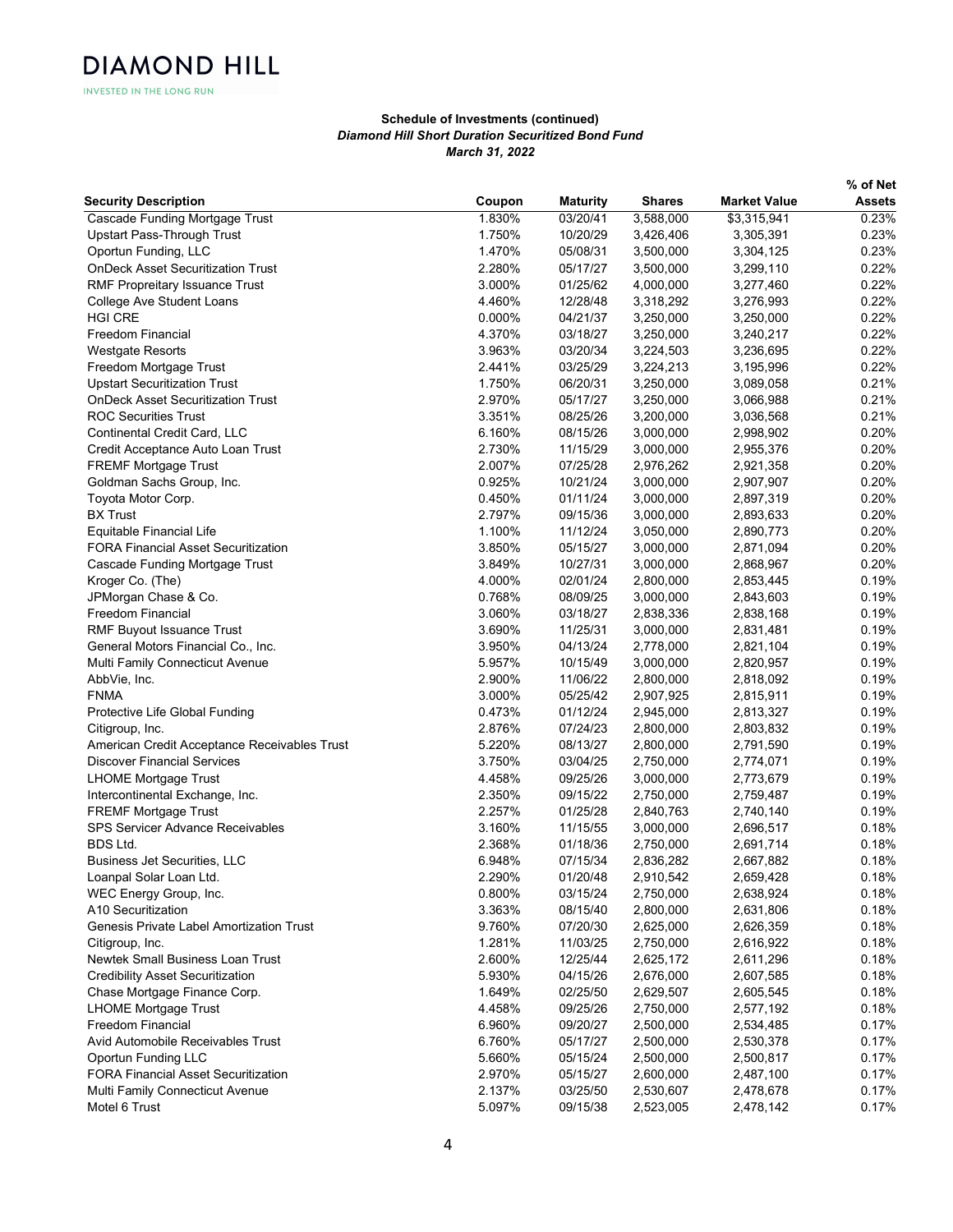**Schedule of Investments (continued)**
***Diamond Hill Short Duration Securitized Bond Fund***
***March 31, 2022***

| Security Description | Coupon | Maturity | Shares | Market Value | % of Net Assets |
|---|---|---|---|---|---|
| Cascade Funding Mortgage Trust | 1.830% | 03/20/41 | 3,588,000 | $3,315,941 | 0.23% |
| Upstart Pass-Through Trust | 1.750% | 10/20/29 | 3,426,406 | 3,305,391 | 0.23% |
| Oportun Funding, LLC | 1.470% | 05/08/31 | 3,500,000 | 3,304,125 | 0.23% |
| OnDeck Asset Securitization Trust | 2.280% | 05/17/27 | 3,500,000 | 3,299,110 | 0.22% |
| RMF Propreitary Issuance Trust | 3.000% | 01/25/62 | 4,000,000 | 3,277,460 | 0.22% |
| College Ave Student Loans | 4.460% | 12/28/48 | 3,318,292 | 3,276,993 | 0.22% |
| HGI CRE | 0.000% | 04/21/37 | 3,250,000 | 3,250,000 | 0.22% |
| Freedom Financial | 4.370% | 03/18/27 | 3,250,000 | 3,240,217 | 0.22% |
| Westgate Resorts | 3.963% | 03/20/34 | 3,224,503 | 3,236,695 | 0.22% |
| Freedom Mortgage Trust | 2.441% | 03/25/29 | 3,224,213 | 3,195,996 | 0.22% |
| Upstart Securitization Trust | 1.750% | 06/20/31 | 3,250,000 | 3,089,058 | 0.21% |
| OnDeck Asset Securitization Trust | 2.970% | 05/17/27 | 3,250,000 | 3,066,988 | 0.21% |
| ROC Securities Trust | 3.351% | 08/25/26 | 3,200,000 | 3,036,568 | 0.21% |
| Continental Credit Card, LLC | 6.160% | 08/15/26 | 3,000,000 | 2,998,902 | 0.20% |
| Credit Acceptance Auto Loan Trust | 2.730% | 11/15/29 | 3,000,000 | 2,955,376 | 0.20% |
| FREMF Mortgage Trust | 2.007% | 07/25/28 | 2,976,262 | 2,921,358 | 0.20% |
| Goldman Sachs Group, Inc. | 0.925% | 10/21/24 | 3,000,000 | 2,907,907 | 0.20% |
| Toyota Motor Corp. | 0.450% | 01/11/24 | 3,000,000 | 2,897,319 | 0.20% |
| BX Trust | 2.797% | 09/15/36 | 3,000,000 | 2,893,633 | 0.20% |
| Equitable Financial Life | 1.100% | 11/12/24 | 3,050,000 | 2,890,773 | 0.20% |
| FORA Financial Asset Securitization | 3.850% | 05/15/27 | 3,000,000 | 2,871,094 | 0.20% |
| Cascade Funding Mortgage Trust | 3.849% | 10/27/31 | 3,000,000 | 2,868,967 | 0.20% |
| Kroger Co. (The) | 4.000% | 02/01/24 | 2,800,000 | 2,853,445 | 0.19% |
| JPMorgan Chase & Co. | 0.768% | 08/09/25 | 3,000,000 | 2,843,603 | 0.19% |
| Freedom Financial | 3.060% | 03/18/27 | 2,838,336 | 2,838,168 | 0.19% |
| RMF Buyout Issuance Trust | 3.690% | 11/25/31 | 3,000,000 | 2,831,481 | 0.19% |
| General Motors Financial Co., Inc. | 3.950% | 04/13/24 | 2,778,000 | 2,821,104 | 0.19% |
| Multi Family Connecticut Avenue | 5.957% | 10/15/49 | 3,000,000 | 2,820,957 | 0.19% |
| AbbVie, Inc. | 2.900% | 11/06/22 | 2,800,000 | 2,818,092 | 0.19% |
| FNMA | 3.000% | 05/25/42 | 2,907,925 | 2,815,911 | 0.19% |
| Protective Life Global Funding | 0.473% | 01/12/24 | 2,945,000 | 2,813,327 | 0.19% |
| Citigroup, Inc. | 2.876% | 07/24/23 | 2,800,000 | 2,803,832 | 0.19% |
| American Credit Acceptance Receivables Trust | 5.220% | 08/13/27 | 2,800,000 | 2,791,590 | 0.19% |
| Discover Financial Services | 3.750% | 03/04/25 | 2,750,000 | 2,774,071 | 0.19% |
| LHOME Mortgage Trust | 4.458% | 09/25/26 | 3,000,000 | 2,773,679 | 0.19% |
| Intercontinental Exchange, Inc. | 2.350% | 09/15/22 | 2,750,000 | 2,759,487 | 0.19% |
| FREMF Mortgage Trust | 2.257% | 01/25/28 | 2,840,763 | 2,740,140 | 0.19% |
| SPS Servicer Advance Receivables | 3.160% | 11/15/55 | 3,000,000 | 2,696,517 | 0.18% |
| BDS Ltd. | 2.368% | 01/18/36 | 2,750,000 | 2,691,714 | 0.18% |
| Business Jet Securities, LLC | 6.948% | 07/15/34 | 2,836,282 | 2,667,882 | 0.18% |
| Loanpal Solar Loan Ltd. | 2.290% | 01/20/48 | 2,910,542 | 2,659,428 | 0.18% |
| WEC Energy Group, Inc. | 0.800% | 03/15/24 | 2,750,000 | 2,638,924 | 0.18% |
| A10 Securitization | 3.363% | 08/15/40 | 2,800,000 | 2,631,806 | 0.18% |
| Genesis Private Label Amortization Trust | 9.760% | 07/20/30 | 2,625,000 | 2,626,359 | 0.18% |
| Citigroup, Inc. | 1.281% | 11/03/25 | 2,750,000 | 2,616,922 | 0.18% |
| Newtek Small Business Loan Trust | 2.600% | 12/25/44 | 2,625,172 | 2,611,296 | 0.18% |
| Credibility Asset Securitization | 5.930% | 04/15/26 | 2,676,000 | 2,607,585 | 0.18% |
| Chase Mortgage Finance Corp. | 1.649% | 02/25/50 | 2,629,507 | 2,605,545 | 0.18% |
| LHOME Mortgage Trust | 4.458% | 09/25/26 | 2,750,000 | 2,577,192 | 0.18% |
| Freedom Financial | 6.960% | 09/20/27 | 2,500,000 | 2,534,485 | 0.17% |
| Avid Automobile Receivables Trust | 6.760% | 05/17/27 | 2,500,000 | 2,530,378 | 0.17% |
| Oportun Funding LLC | 5.660% | 05/15/24 | 2,500,000 | 2,500,817 | 0.17% |
| FORA Financial Asset Securitization | 2.970% | 05/15/27 | 2,600,000 | 2,487,100 | 0.17% |
| Multi Family Connecticut Avenue | 2.137% | 03/25/50 | 2,530,607 | 2,478,678 | 0.17% |
| Motel 6 Trust | 5.097% | 09/15/38 | 2,523,005 | 2,478,142 | 0.17% |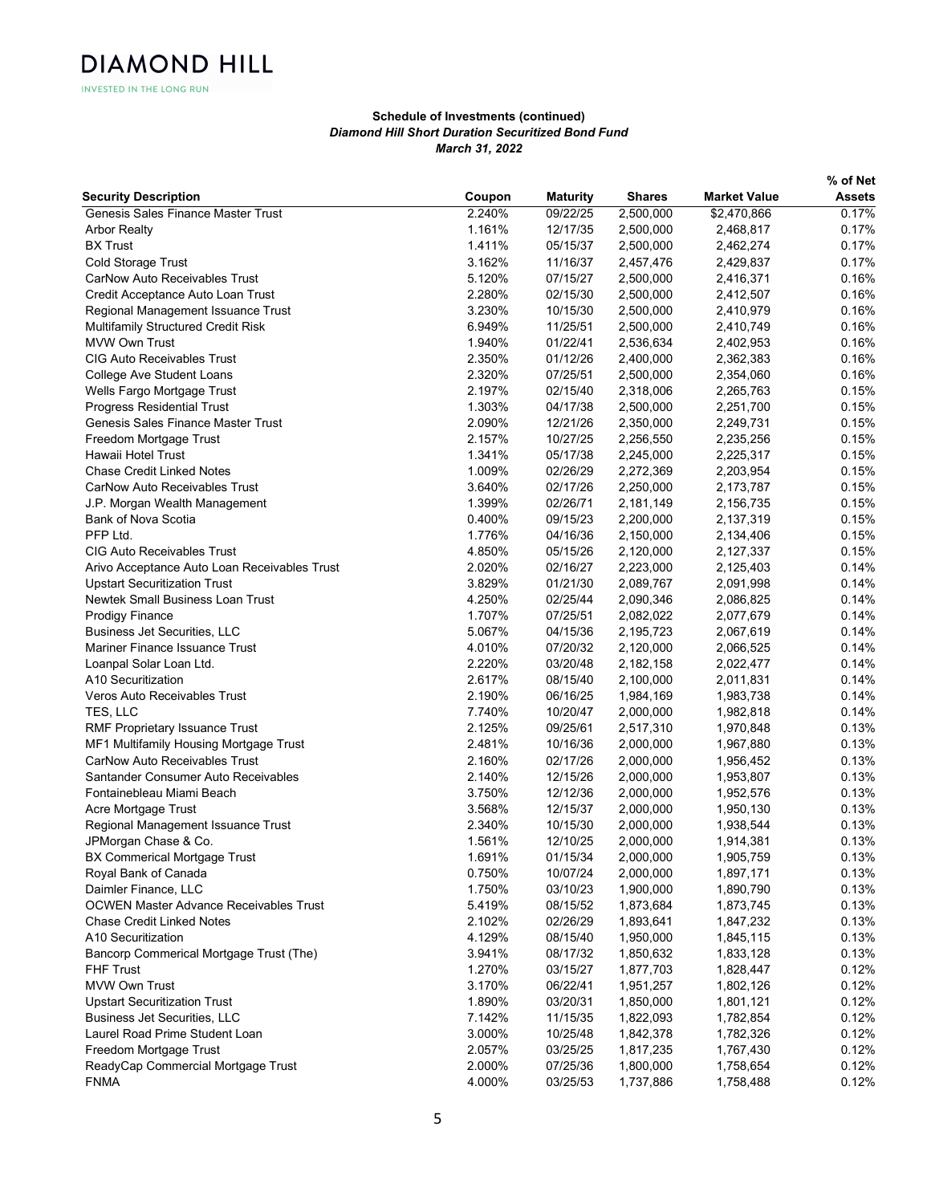**Schedule of Investments (continued)**
***Diamond Hill Short Duration Securitized Bond Fund***
***March 31, 2022***

| Security Description | Coupon | Maturity | Shares | Market Value | % of Net Assets |
|---|---|---|---|---|---|
| Genesis Sales Finance Master Trust | 2.240% | 09/22/25 | 2,500,000 | $2,470,866 | 0.17% |
| Arbor Realty | 1.161% | 12/17/35 | 2,500,000 | 2,468,817 | 0.17% |
| BX Trust | 1.411% | 05/15/37 | 2,500,000 | 2,462,274 | 0.17% |
| Cold Storage Trust | 3.162% | 11/16/37 | 2,457,476 | 2,429,837 | 0.17% |
| CarNow Auto Receivables Trust | 5.120% | 07/15/27 | 2,500,000 | 2,416,371 | 0.16% |
| Credit Acceptance Auto Loan Trust | 2.280% | 02/15/30 | 2,500,000 | 2,412,507 | 0.16% |
| Regional Management Issuance Trust | 3.230% | 10/15/30 | 2,500,000 | 2,410,979 | 0.16% |
| Multifamily Structured Credit Risk | 6.949% | 11/25/51 | 2,500,000 | 2,410,749 | 0.16% |
| MVW Own Trust | 1.940% | 01/22/41 | 2,536,634 | 2,402,953 | 0.16% |
| CIG Auto Receivables Trust | 2.350% | 01/12/26 | 2,400,000 | 2,362,383 | 0.16% |
| College Ave Student Loans | 2.320% | 07/25/51 | 2,500,000 | 2,354,060 | 0.16% |
| Wells Fargo Mortgage Trust | 2.197% | 02/15/40 | 2,318,006 | 2,265,763 | 0.15% |
| Progress Residential Trust | 1.303% | 04/17/38 | 2,500,000 | 2,251,700 | 0.15% |
| Genesis Sales Finance Master Trust | 2.090% | 12/21/26 | 2,350,000 | 2,249,731 | 0.15% |
| Freedom Mortgage Trust | 2.157% | 10/27/25 | 2,256,550 | 2,235,256 | 0.15% |
| Hawaii Hotel Trust | 1.341% | 05/17/38 | 2,245,000 | 2,225,317 | 0.15% |
| Chase Credit Linked Notes | 1.009% | 02/26/29 | 2,272,369 | 2,203,954 | 0.15% |
| CarNow Auto Receivables Trust | 3.640% | 02/17/26 | 2,250,000 | 2,173,787 | 0.15% |
| J.P. Morgan Wealth Management | 1.399% | 02/26/71 | 2,181,149 | 2,156,735 | 0.15% |
| Bank of Nova Scotia | 0.400% | 09/15/23 | 2,200,000 | 2,137,319 | 0.15% |
| PFP Ltd. | 1.776% | 04/16/36 | 2,150,000 | 2,134,406 | 0.15% |
| CIG Auto Receivables Trust | 4.850% | 05/15/26 | 2,120,000 | 2,127,337 | 0.15% |
| Arivo Acceptance Auto Loan Receivables Trust | 2.020% | 02/16/27 | 2,223,000 | 2,125,403 | 0.14% |
| Upstart Securitization Trust | 3.829% | 01/21/30 | 2,089,767 | 2,091,998 | 0.14% |
| Newtek Small Business Loan Trust | 4.250% | 02/25/44 | 2,090,346 | 2,086,825 | 0.14% |
| Prodigy Finance | 1.707% | 07/25/51 | 2,082,022 | 2,077,679 | 0.14% |
| Business Jet Securities, LLC | 5.067% | 04/15/36 | 2,195,723 | 2,067,619 | 0.14% |
| Mariner Finance Issuance Trust | 4.010% | 07/20/32 | 2,120,000 | 2,066,525 | 0.14% |
| Loanpal Solar Loan Ltd. | 2.220% | 03/20/48 | 2,182,158 | 2,022,477 | 0.14% |
| A10 Securitization | 2.617% | 08/15/40 | 2,100,000 | 2,011,831 | 0.14% |
| Veros Auto Receivables Trust | 2.190% | 06/16/25 | 1,984,169 | 1,983,738 | 0.14% |
| TES, LLC | 7.740% | 10/20/47 | 2,000,000 | 1,982,818 | 0.14% |
| RMF Proprietary Issuance Trust | 2.125% | 09/25/61 | 2,517,310 | 1,970,848 | 0.13% |
| MF1 Multifamily Housing Mortgage Trust | 2.481% | 10/16/36 | 2,000,000 | 1,967,880 | 0.13% |
| CarNow Auto Receivables Trust | 2.160% | 02/17/26 | 2,000,000 | 1,956,452 | 0.13% |
| Santander Consumer Auto Receivables | 2.140% | 12/15/26 | 2,000,000 | 1,953,807 | 0.13% |
| Fontainebleau Miami Beach | 3.750% | 12/12/36 | 2,000,000 | 1,952,576 | 0.13% |
| Acre Mortgage Trust | 3.568% | 12/15/37 | 2,000,000 | 1,950,130 | 0.13% |
| Regional Management Issuance Trust | 2.340% | 10/15/30 | 2,000,000 | 1,938,544 | 0.13% |
| JPMorgan Chase & Co. | 1.561% | 12/10/25 | 2,000,000 | 1,914,381 | 0.13% |
| BX Commerical Mortgage Trust | 1.691% | 01/15/34 | 2,000,000 | 1,905,759 | 0.13% |
| Royal Bank of Canada | 0.750% | 10/07/24 | 2,000,000 | 1,897,171 | 0.13% |
| Daimler Finance, LLC | 1.750% | 03/10/23 | 1,900,000 | 1,890,790 | 0.13% |
| OCWEN Master Advance Receivables Trust | 5.419% | 08/15/52 | 1,873,684 | 1,873,745 | 0.13% |
| Chase Credit Linked Notes | 2.102% | 02/26/29 | 1,893,641 | 1,847,232 | 0.13% |
| A10 Securitization | 4.129% | 08/15/40 | 1,950,000 | 1,845,115 | 0.13% |
| Bancorp Commerical Mortgage Trust (The) | 3.941% | 08/17/32 | 1,850,632 | 1,833,128 | 0.13% |
| FHF Trust | 1.270% | 03/15/27 | 1,877,703 | 1,828,447 | 0.12% |
| MVW Own Trust | 3.170% | 06/22/41 | 1,951,257 | 1,802,126 | 0.12% |
| Upstart Securitization Trust | 1.890% | 03/20/31 | 1,850,000 | 1,801,121 | 0.12% |
| Business Jet Securities, LLC | 7.142% | 11/15/35 | 1,822,093 | 1,782,854 | 0.12% |
| Laurel Road Prime Student Loan | 3.000% | 10/25/48 | 1,842,378 | 1,782,326 | 0.12% |
| Freedom Mortgage Trust | 2.057% | 03/25/25 | 1,817,235 | 1,767,430 | 0.12% |
| ReadyCap Commercial Mortgage Trust | 2.000% | 07/25/36 | 1,800,000 | 1,758,654 | 0.12% |
| FNMA | 4.000% | 03/25/53 | 1,737,886 | 1,758,488 | 0.12% |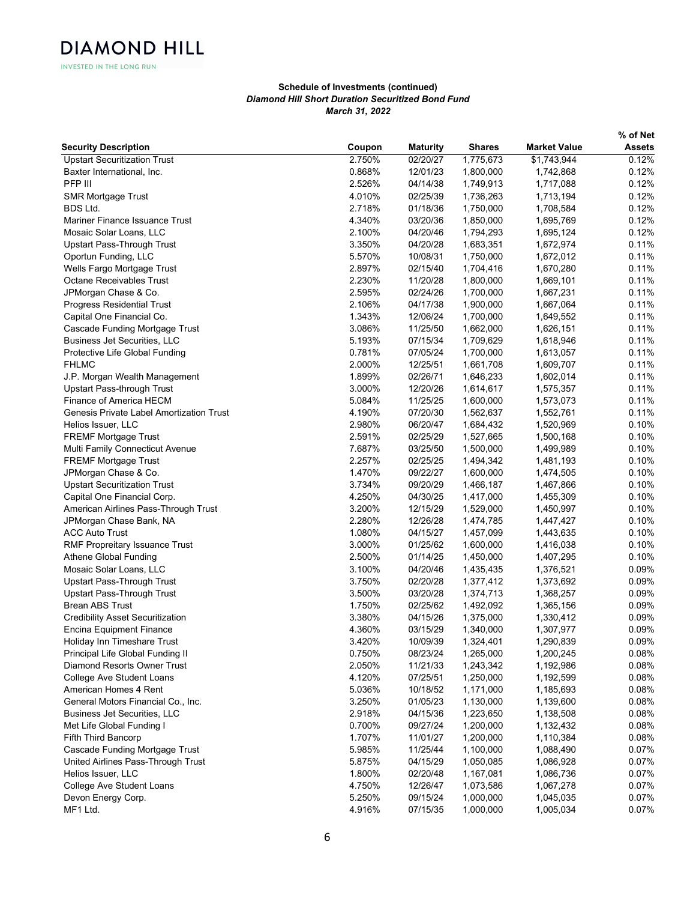**Schedule of Investments (continued)**
***Diamond Hill Short Duration Securitized Bond Fund***
***March 31, 2022***

| Security Description | Coupon | Maturity | Shares | Market Value | % of Net Assets |
|---|---|---|---|---|---|
| Upstart Securitization Trust | 2.750% | 02/20/27 | 1,775,673 | $1,743,944 | 0.12% |
| Baxter International, Inc. | 0.868% | 12/01/23 | 1,800,000 | 1,742,868 | 0.12% |
| PFP III | 2.526% | 04/14/38 | 1,749,913 | 1,717,088 | 0.12% |
| SMR Mortgage Trust | 4.010% | 02/25/39 | 1,736,263 | 1,713,194 | 0.12% |
| BDS Ltd. | 2.718% | 01/18/36 | 1,750,000 | 1,708,584 | 0.12% |
| Mariner Finance Issuance Trust | 4.340% | 03/20/36 | 1,850,000 | 1,695,769 | 0.12% |
| Mosaic Solar Loans, LLC | 2.100% | 04/20/46 | 1,794,293 | 1,695,124 | 0.12% |
| Upstart Pass-Through Trust | 3.350% | 04/20/28 | 1,683,351 | 1,672,974 | 0.11% |
| Oportun Funding, LLC | 5.570% | 10/08/31 | 1,750,000 | 1,672,012 | 0.11% |
| Wells Fargo Mortgage Trust | 2.897% | 02/15/40 | 1,704,416 | 1,670,280 | 0.11% |
| Octane Receivables Trust | 2.230% | 11/20/28 | 1,800,000 | 1,669,101 | 0.11% |
| JPMorgan Chase & Co. | 2.595% | 02/24/26 | 1,700,000 | 1,667,231 | 0.11% |
| Progress Residential Trust | 2.106% | 04/17/38 | 1,900,000 | 1,667,064 | 0.11% |
| Capital One Financial Co. | 1.343% | 12/06/24 | 1,700,000 | 1,649,552 | 0.11% |
| Cascade Funding Mortgage Trust | 3.086% | 11/25/50 | 1,662,000 | 1,626,151 | 0.11% |
| Business Jet Securities, LLC | 5.193% | 07/15/34 | 1,709,629 | 1,618,946 | 0.11% |
| Protective Life Global Funding | 0.781% | 07/05/24 | 1,700,000 | 1,613,057 | 0.11% |
| FHLMC | 2.000% | 12/25/51 | 1,661,708 | 1,609,707 | 0.11% |
| J.P. Morgan Wealth Management | 1.899% | 02/26/71 | 1,646,233 | 1,602,014 | 0.11% |
| Upstart Pass-through Trust | 3.000% | 12/20/26 | 1,614,617 | 1,575,357 | 0.11% |
| Finance of America HECM | 5.084% | 11/25/25 | 1,600,000 | 1,573,073 | 0.11% |
| Genesis Private Label Amortization Trust | 4.190% | 07/20/30 | 1,562,637 | 1,552,761 | 0.11% |
| Helios Issuer, LLC | 2.980% | 06/20/47 | 1,684,432 | 1,520,969 | 0.10% |
| FREMF Mortgage Trust | 2.591% | 02/25/29 | 1,527,665 | 1,500,168 | 0.10% |
| Multi Family Connecticut Avenue | 7.687% | 03/25/50 | 1,500,000 | 1,499,989 | 0.10% |
| FREMF Mortgage Trust | 2.257% | 02/25/25 | 1,494,342 | 1,481,193 | 0.10% |
| JPMorgan Chase & Co. | 1.470% | 09/22/27 | 1,600,000 | 1,474,505 | 0.10% |
| Upstart Securitization Trust | 3.734% | 09/20/29 | 1,466,187 | 1,467,866 | 0.10% |
| Capital One Financial Corp. | 4.250% | 04/30/25 | 1,417,000 | 1,455,309 | 0.10% |
| American Airlines Pass-Through Trust | 3.200% | 12/15/29 | 1,529,000 | 1,450,997 | 0.10% |
| JPMorgan Chase Bank, NA | 2.280% | 12/26/28 | 1,474,785 | 1,447,427 | 0.10% |
| ACC Auto Trust | 1.080% | 04/15/27 | 1,457,099 | 1,443,635 | 0.10% |
| RMF Propreitary Issuance Trust | 3.000% | 01/25/62 | 1,600,000 | 1,416,038 | 0.10% |
| Athene Global Funding | 2.500% | 01/14/25 | 1,450,000 | 1,407,295 | 0.10% |
| Mosaic Solar Loans, LLC | 3.100% | 04/20/46 | 1,435,435 | 1,376,521 | 0.09% |
| Upstart Pass-Through Trust | 3.750% | 02/20/28 | 1,377,412 | 1,373,692 | 0.09% |
| Upstart Pass-Through Trust | 3.500% | 03/20/28 | 1,374,713 | 1,368,257 | 0.09% |
| Brean ABS Trust | 1.750% | 02/25/62 | 1,492,092 | 1,365,156 | 0.09% |
| Credibility Asset Securitization | 3.380% | 04/15/26 | 1,375,000 | 1,330,412 | 0.09% |
| Encina Equipment Finance | 4.360% | 03/15/29 | 1,340,000 | 1,307,977 | 0.09% |
| Holiday Inn Timeshare Trust | 3.420% | 10/09/39 | 1,324,401 | 1,290,839 | 0.09% |
| Principal Life Global Funding II | 0.750% | 08/23/24 | 1,265,000 | 1,200,245 | 0.08% |
| Diamond Resorts Owner Trust | 2.050% | 11/21/33 | 1,243,342 | 1,192,986 | 0.08% |
| College Ave Student Loans | 4.120% | 07/25/51 | 1,250,000 | 1,192,599 | 0.08% |
| American Homes 4 Rent | 5.036% | 10/18/52 | 1,171,000 | 1,185,693 | 0.08% |
| General Motors Financial Co., Inc. | 3.250% | 01/05/23 | 1,130,000 | 1,139,600 | 0.08% |
| Business Jet Securities, LLC | 2.918% | 04/15/36 | 1,223,650 | 1,138,508 | 0.08% |
| Met Life Global Funding I | 0.700% | 09/27/24 | 1,200,000 | 1,132,432 | 0.08% |
| Fifth Third Bancorp | 1.707% | 11/01/27 | 1,200,000 | 1,110,384 | 0.08% |
| Cascade Funding Mortgage Trust | 5.985% | 11/25/44 | 1,100,000 | 1,088,490 | 0.07% |
| United Airlines Pass-Through Trust | 5.875% | 04/15/29 | 1,050,085 | 1,086,928 | 0.07% |
| Helios Issuer, LLC | 1.800% | 02/20/48 | 1,167,081 | 1,086,736 | 0.07% |
| College Ave Student Loans | 4.750% | 12/26/47 | 1,073,586 | 1,067,278 | 0.07% |
| Devon Energy Corp. | 5.250% | 09/15/24 | 1,000,000 | 1,045,035 | 0.07% |
| MF1 Ltd. | 4.916% | 07/15/35 | 1,000,000 | 1,005,034 | 0.07% |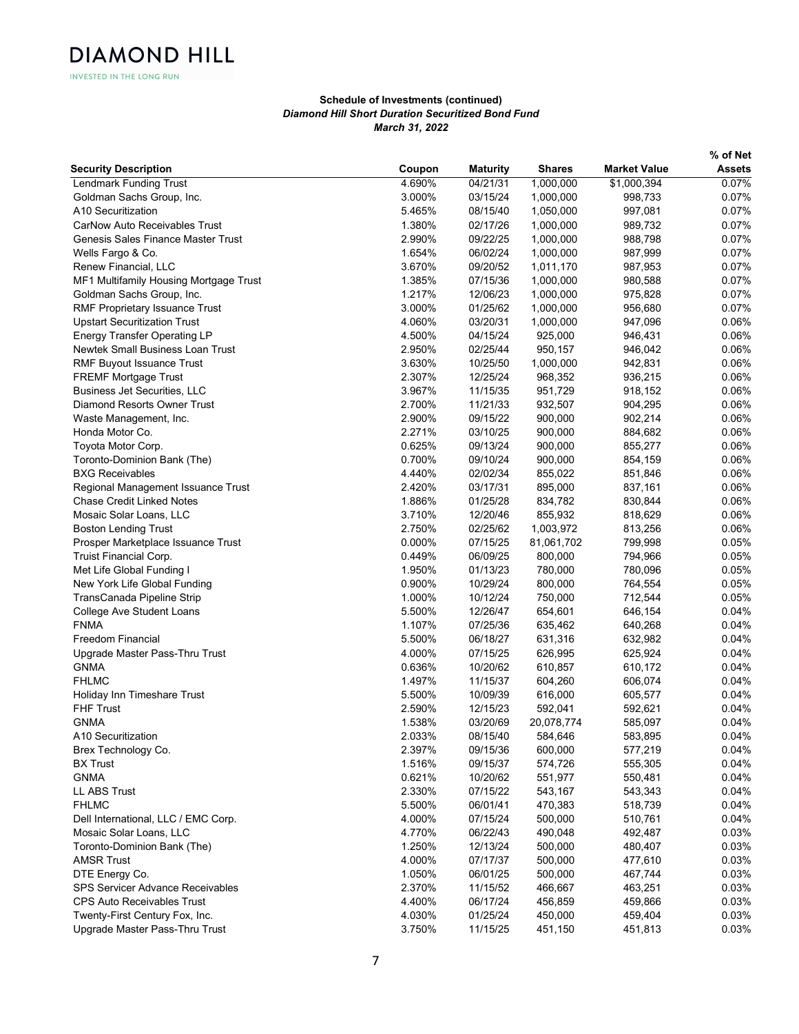**Schedule of Investments (continued)**

***Diamond Hill Short Duration Securitized Bond Fund***

***March 31, 2022***

| Security Description | Coupon | Maturity | Shares | Market Value | % of Net Assets |
|---|---|---|---|---|---|
| Lendmark Funding Trust | 4.690% | 04/21/31 | 1,000,000 | $1,000,394 | 0.07% |
| Goldman Sachs Group, Inc. | 3.000% | 03/15/24 | 1,000,000 | 998,733 | 0.07% |
| A10 Securitization | 5.465% | 08/15/40 | 1,050,000 | 997,081 | 0.07% |
| CarNow Auto Receivables Trust | 1.380% | 02/17/26 | 1,000,000 | 989,732 | 0.07% |
| Genesis Sales Finance Master Trust | 2.990% | 09/22/25 | 1,000,000 | 988,798 | 0.07% |
| Wells Fargo & Co. | 1.654% | 06/02/24 | 1,000,000 | 987,999 | 0.07% |
| Renew Financial, LLC | 3.670% | 09/20/52 | 1,011,170 | 987,953 | 0.07% |
| MF1 Multifamily Housing Mortgage Trust | 1.385% | 07/15/36 | 1,000,000 | 980,588 | 0.07% |
| Goldman Sachs Group, Inc. | 1.217% | 12/06/23 | 1,000,000 | 975,828 | 0.07% |
| RMF Proprietary Issuance Trust | 3.000% | 01/25/62 | 1,000,000 | 956,680 | 0.07% |
| Upstart Securitization Trust | 4.060% | 03/20/31 | 1,000,000 | 947,096 | 0.06% |
| Energy Transfer Operating LP | 4.500% | 04/15/24 | 925,000 | 946,431 | 0.06% |
| Newtek Small Business Loan Trust | 2.950% | 02/25/44 | 950,157 | 946,042 | 0.06% |
| RMF Buyout Issuance Trust | 3.630% | 10/25/50 | 1,000,000 | 942,831 | 0.06% |
| FREMF Mortgage Trust | 2.307% | 12/25/24 | 968,352 | 936,215 | 0.06% |
| Business Jet Securities, LLC | 3.967% | 11/15/35 | 951,729 | 918,152 | 0.06% |
| Diamond Resorts Owner Trust | 2.700% | 11/21/33 | 932,507 | 904,295 | 0.06% |
| Waste Management, Inc. | 2.900% | 09/15/22 | 900,000 | 902,214 | 0.06% |
| Honda Motor Co. | 2.271% | 03/10/25 | 900,000 | 884,682 | 0.06% |
| Toyota Motor Corp. | 0.625% | 09/13/24 | 900,000 | 855,277 | 0.06% |
| Toronto-Dominion Bank (The) | 0.700% | 09/10/24 | 900,000 | 854,159 | 0.06% |
| BXG Receivables | 4.440% | 02/02/34 | 855,022 | 851,846 | 0.06% |
| Regional Management Issuance Trust | 2.420% | 03/17/31 | 895,000 | 837,161 | 0.06% |
| Chase Credit Linked Notes | 1.886% | 01/25/28 | 834,782 | 830,844 | 0.06% |
| Mosaic Solar Loans, LLC | 3.710% | 12/20/46 | 855,932 | 818,629 | 0.06% |
| Boston Lending Trust | 2.750% | 02/25/62 | 1,003,972 | 813,256 | 0.06% |
| Prosper Marketplace Issuance Trust | 0.000% | 07/15/25 | 81,061,702 | 799,998 | 0.05% |
| Truist Financial Corp. | 0.449% | 06/09/25 | 800,000 | 794,966 | 0.05% |
| Met Life Global Funding I | 1.950% | 01/13/23 | 780,000 | 780,096 | 0.05% |
| New York Life Global Funding | 0.900% | 10/29/24 | 800,000 | 764,554 | 0.05% |
| TransCanada Pipeline Strip | 1.000% | 10/12/24 | 750,000 | 712,544 | 0.05% |
| College Ave Student Loans | 5.500% | 12/26/47 | 654,601 | 646,154 | 0.04% |
| FNMA | 1.107% | 07/25/36 | 635,462 | 640,268 | 0.04% |
| Freedom Financial | 5.500% | 06/18/27 | 631,316 | 632,982 | 0.04% |
| Upgrade Master Pass-Thru Trust | 4.000% | 07/15/25 | 626,995 | 625,924 | 0.04% |
| GNMA | 0.636% | 10/20/62 | 610,857 | 610,172 | 0.04% |
| FHLMC | 1.497% | 11/15/37 | 604,260 | 606,074 | 0.04% |
| Holiday Inn Timeshare Trust | 5.500% | 10/09/39 | 616,000 | 605,577 | 0.04% |
| FHF Trust | 2.590% | 12/15/23 | 592,041 | 592,621 | 0.04% |
| GNMA | 1.538% | 03/20/69 | 20,078,774 | 585,097 | 0.04% |
| A10 Securitization | 2.033% | 08/15/40 | 584,646 | 583,895 | 0.04% |
| Brex Technology Co. | 2.397% | 09/15/36 | 600,000 | 577,219 | 0.04% |
| BX Trust | 1.516% | 09/15/37 | 574,726 | 555,305 | 0.04% |
| GNMA | 0.621% | 10/20/62 | 551,977 | 550,481 | 0.04% |
| LL ABS Trust | 2.330% | 07/15/22 | 543,167 | 543,343 | 0.04% |
| FHLMC | 5.500% | 06/01/41 | 470,383 | 518,739 | 0.04% |
| Dell International, LLC / EMC Corp. | 4.000% | 07/15/24 | 500,000 | 510,761 | 0.04% |
| Mosaic Solar Loans, LLC | 4.770% | 06/22/43 | 490,048 | 492,487 | 0.03% |
| Toronto-Dominion Bank (The) | 1.250% | 12/13/24 | 500,000 | 480,407 | 0.03% |
| AMSR Trust | 4.000% | 07/17/37 | 500,000 | 477,610 | 0.03% |
| DTE Energy Co. | 1.050% | 06/01/25 | 500,000 | 467,744 | 0.03% |
| SPS Servicer Advance Receivables | 2.370% | 11/15/52 | 466,667 | 463,251 | 0.03% |
| CPS Auto Receivables Trust | 4.400% | 06/17/24 | 456,859 | 459,866 | 0.03% |
| Twenty-First Century Fox, Inc. | 4.030% | 01/25/24 | 450,000 | 459,404 | 0.03% |
| Upgrade Master Pass-Thru Trust | 3.750% | 11/15/25 | 451,150 | 451,813 | 0.03% |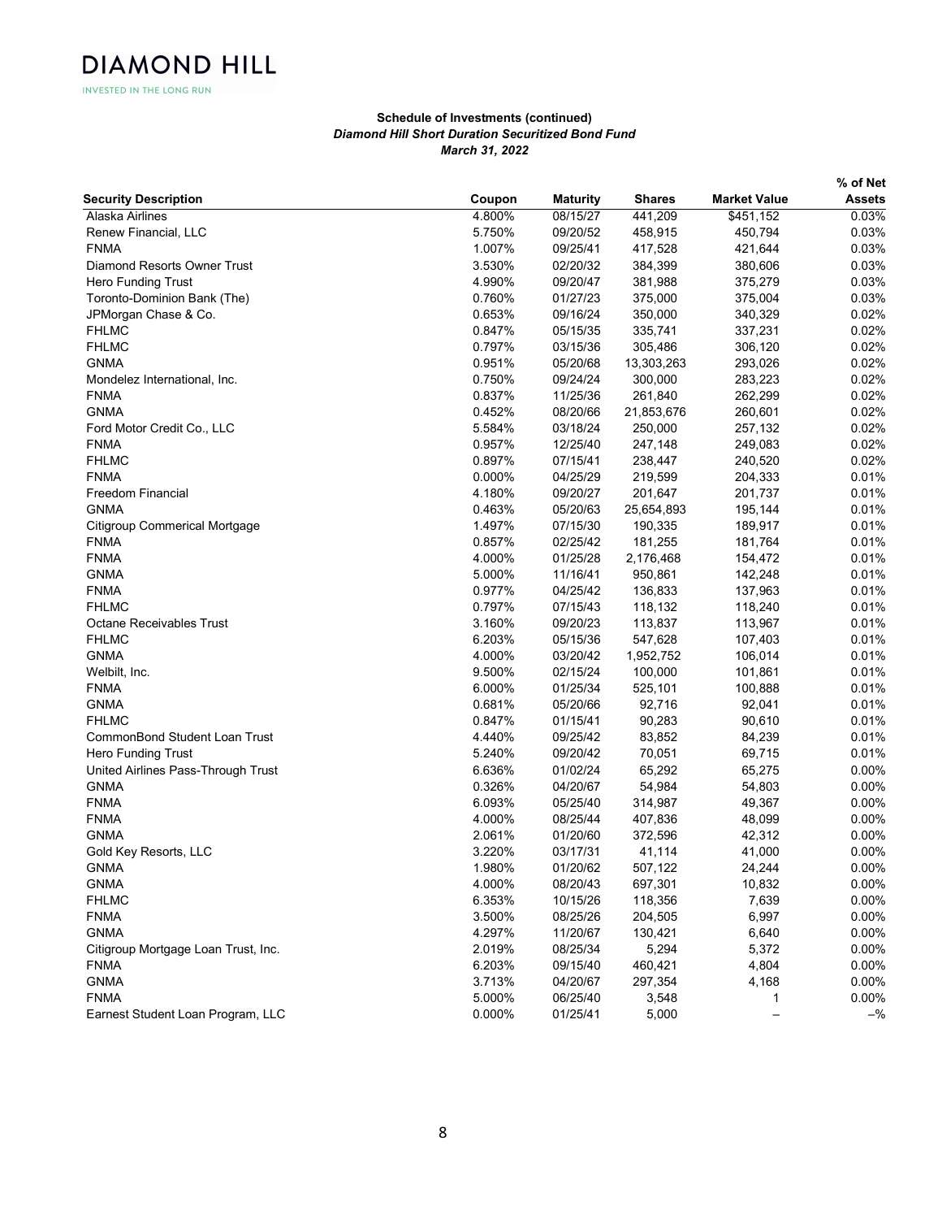**Schedule of Investments (continued)**
***Diamond Hill Short Duration Securitized Bond Fund***
***March 31, 2022***

| Security Description | Coupon | Maturity | Shares | Market Value | % of Net Assets |
|---|---|---|---|---|---|
| Alaska Airlines | 4.800% | 08/15/27 | 441,209 | $451,152 | 0.03% |
| Renew Financial, LLC | 5.750% | 09/20/52 | 458,915 | 450,794 | 0.03% |
| FNMA | 1.007% | 09/25/41 | 417,528 | 421,644 | 0.03% |
| Diamond Resorts Owner Trust | 3.530% | 02/20/32 | 384,399 | 380,606 | 0.03% |
| Hero Funding Trust | 4.990% | 09/20/47 | 381,988 | 375,279 | 0.03% |
| Toronto-Dominion Bank (The) | 0.760% | 01/27/23 | 375,000 | 375,004 | 0.03% |
| JPMorgan Chase & Co. | 0.653% | 09/16/24 | 350,000 | 340,329 | 0.02% |
| FHLMC | 0.847% | 05/15/35 | 335,741 | 337,231 | 0.02% |
| FHLMC | 0.797% | 03/15/36 | 305,486 | 306,120 | 0.02% |
| GNMA | 0.951% | 05/20/68 | 13,303,263 | 293,026 | 0.02% |
| Mondelez International, Inc. | 0.750% | 09/24/24 | 300,000 | 283,223 | 0.02% |
| FNMA | 0.837% | 11/25/36 | 261,840 | 262,299 | 0.02% |
| GNMA | 0.452% | 08/20/66 | 21,853,676 | 260,601 | 0.02% |
| Ford Motor Credit Co., LLC | 5.584% | 03/18/24 | 250,000 | 257,132 | 0.02% |
| FNMA | 0.957% | 12/25/40 | 247,148 | 249,083 | 0.02% |
| FHLMC | 0.897% | 07/15/41 | 238,447 | 240,520 | 0.02% |
| FNMA | 0.000% | 04/25/29 | 219,599 | 204,333 | 0.01% |
| Freedom Financial | 4.180% | 09/20/27 | 201,647 | 201,737 | 0.01% |
| GNMA | 0.463% | 05/20/63 | 25,654,893 | 195,144 | 0.01% |
| Citigroup Commerical Mortgage | 1.497% | 07/15/30 | 190,335 | 189,917 | 0.01% |
| FNMA | 0.857% | 02/25/42 | 181,255 | 181,764 | 0.01% |
| FNMA | 4.000% | 01/25/28 | 2,176,468 | 154,472 | 0.01% |
| GNMA | 5.000% | 11/16/41 | 950,861 | 142,248 | 0.01% |
| FNMA | 0.977% | 04/25/42 | 136,833 | 137,963 | 0.01% |
| FHLMC | 0.797% | 07/15/43 | 118,132 | 118,240 | 0.01% |
| Octane Receivables Trust | 3.160% | 09/20/23 | 113,837 | 113,967 | 0.01% |
| FHLMC | 6.203% | 05/15/36 | 547,628 | 107,403 | 0.01% |
| GNMA | 4.000% | 03/20/42 | 1,952,752 | 106,014 | 0.01% |
| Welbilt, Inc. | 9.500% | 02/15/24 | 100,000 | 101,861 | 0.01% |
| FNMA | 6.000% | 01/25/34 | 525,101 | 100,888 | 0.01% |
| GNMA | 0.681% | 05/20/66 | 92,716 | 92,041 | 0.01% |
| FHLMC | 0.847% | 01/15/41 | 90,283 | 90,610 | 0.01% |
| CommonBond Student Loan Trust | 4.440% | 09/25/42 | 83,852 | 84,239 | 0.01% |
| Hero Funding Trust | 5.240% | 09/20/42 | 70,051 | 69,715 | 0.01% |
| United Airlines Pass-Through Trust | 6.636% | 01/02/24 | 65,292 | 65,275 | 0.00% |
| GNMA | 0.326% | 04/20/67 | 54,984 | 54,803 | 0.00% |
| FNMA | 6.093% | 05/25/40 | 314,987 | 49,367 | 0.00% |
| FNMA | 4.000% | 08/25/44 | 407,836 | 48,099 | 0.00% |
| GNMA | 2.061% | 01/20/60 | 372,596 | 42,312 | 0.00% |
| Gold Key Resorts, LLC | 3.220% | 03/17/31 | 41,114 | 41,000 | 0.00% |
| GNMA | 1.980% | 01/20/62 | 507,122 | 24,244 | 0.00% |
| GNMA | 4.000% | 08/20/43 | 697,301 | 10,832 | 0.00% |
| FHLMC | 6.353% | 10/15/26 | 118,356 | 7,639 | 0.00% |
| FNMA | 3.500% | 08/25/26 | 204,505 | 6,997 | 0.00% |
| GNMA | 4.297% | 11/20/67 | 130,421 | 6,640 | 0.00% |
| Citigroup Mortgage Loan Trust, Inc. | 2.019% | 08/25/34 | 5,294 | 5,372 | 0.00% |
| FNMA | 6.203% | 09/15/40 | 460,421 | 4,804 | 0.00% |
| GNMA | 3.713% | 04/20/67 | 297,354 | 4,168 | 0.00% |
| FNMA | 5.000% | 06/25/40 | 3,548 | 1 | 0.00% |
| Earnest Student Loan Program, LLC | 0.000% | 01/25/41 | 5,000 | – | –% |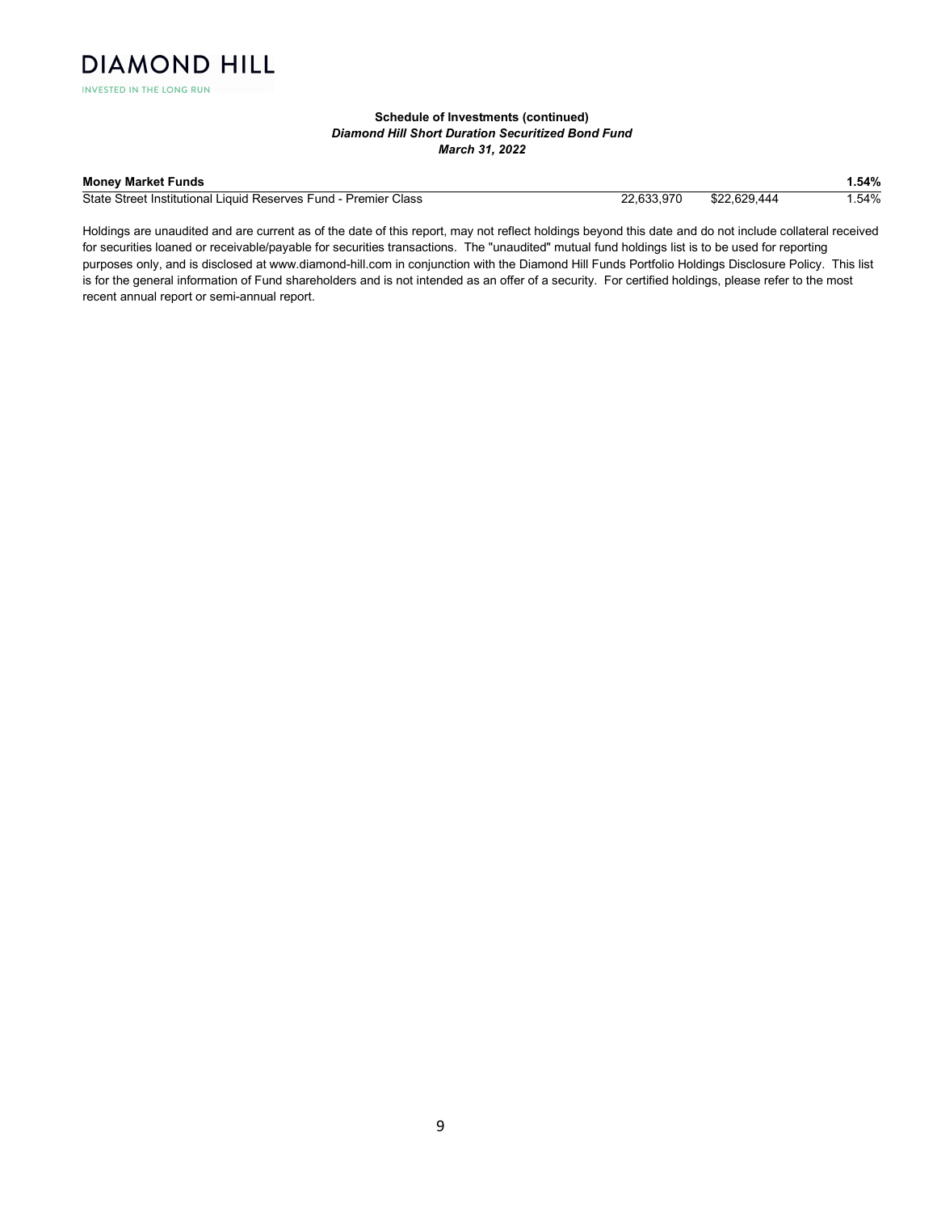**Schedule of Investments (continued)**
***Diamond Hill Short Duration Securitized Bond Fund***
***March 31, 2022***

| **Money Market Funds** | | | **1.54%** |
|---|---|---|---|
| State Street Institutional Liquid Reserves Fund - Premier Class | 22,633,970 | $22,629,444 | 1.54% |

Holdings are unaudited and are current as of the date of this report, may not reflect holdings beyond this date and do not include collateral received for securities loaned or receivable/payable for securities transactions. The "unaudited" mutual fund holdings list is to be used for reporting purposes only, and is disclosed at www.diamond-hill.com in conjunction with the Diamond Hill Funds Portfolio Holdings Disclosure Policy. This list is for the general information of Fund shareholders and is not intended as an offer of a security. For certified holdings, please refer to the most recent annual report or semi-annual report.